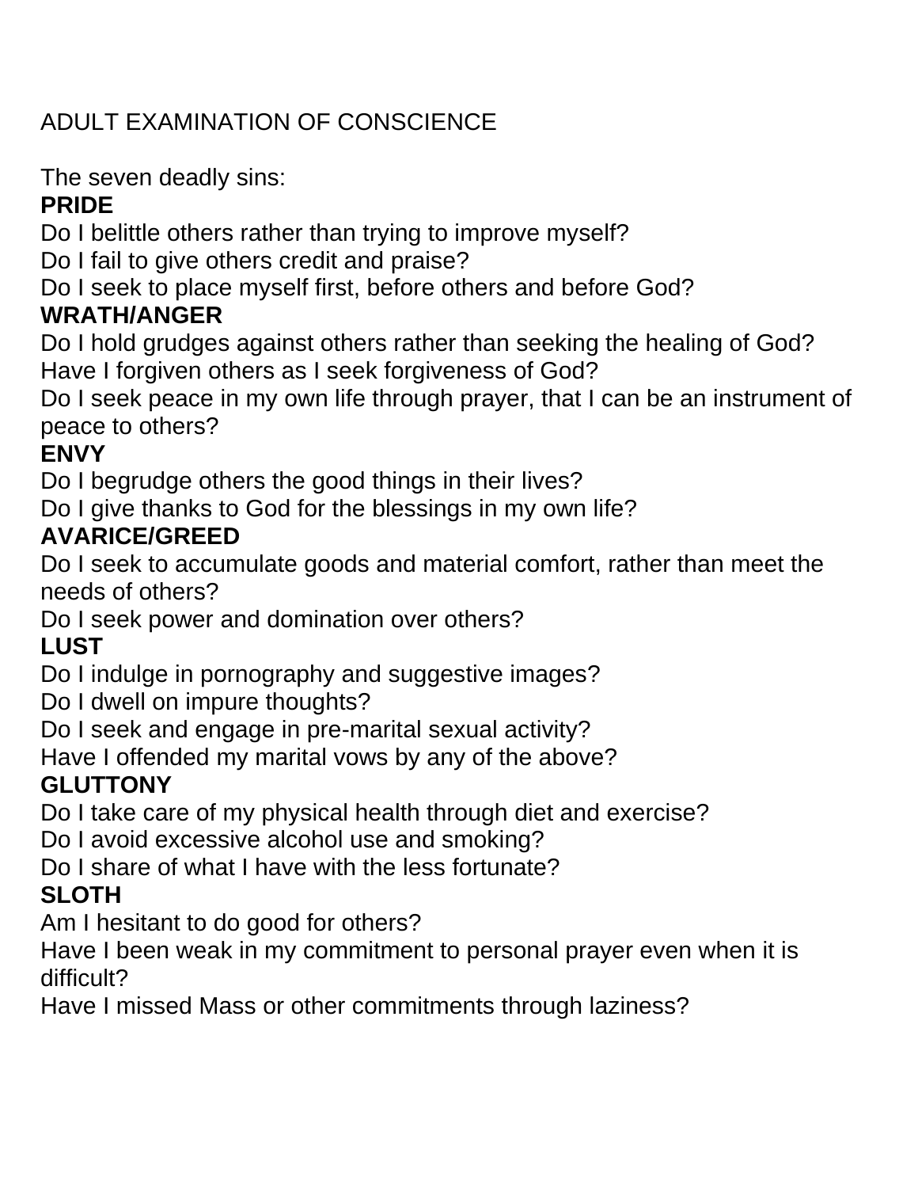# ADULT EXAMINATION OF CONSCIENCE

The seven deadly sins:

**PRIDE**

Do I belittle others rather than trying to improve myself?
Do I fail to give others credit and praise?
Do I seek to place myself first, before others and before God?

**WRATH/ANGER**

Do I hold grudges against others rather than seeking the healing of God?
Have I forgiven others as I seek forgiveness of God?
Do I seek peace in my own life through prayer, that I can be an instrument of peace to others?

**ENVY**

Do I begrudge others the good things in their lives?
Do I give thanks to God for the blessings in my own life?

**AVARICE/GREED**

Do I seek to accumulate goods and material comfort, rather than meet the needs of others?
Do I seek power and domination over others?

**LUST**

Do I indulge in pornography and suggestive images?
Do I dwell on impure thoughts?
Do I seek and engage in pre-marital sexual activity?
Have I offended my marital vows by any of the above?

**GLUTTONY**

Do I take care of my physical health through diet and exercise?
Do I avoid excessive alcohol use and smoking?
Do I share of what I have with the less fortunate?

**SLOTH**

Am I hesitant to do good for others?
Have I been weak in my commitment to personal prayer even when it is difficult?
Have I missed Mass or other commitments through laziness?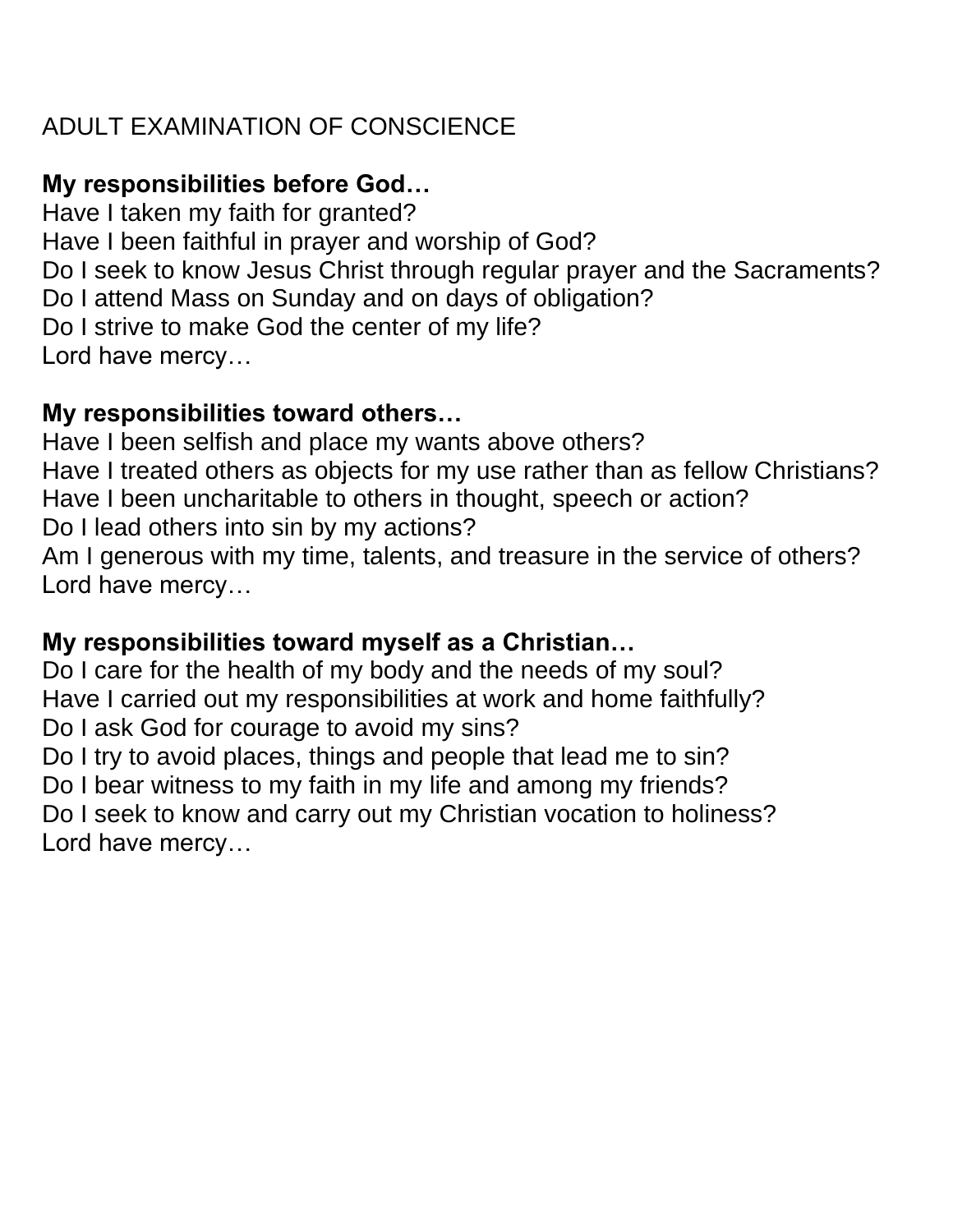ADULT EXAMINATION OF CONSCIENCE

**My responsibilities before God…**

Have I taken my faith for granted?
Have I been faithful in prayer and worship of God?
Do I seek to know Jesus Christ through regular prayer and the Sacraments?
Do I attend Mass on Sunday and on days of obligation?
Do I strive to make God the center of my life?
Lord have mercy…

**My responsibilities toward others…**

Have I been selfish and place my wants above others?
Have I treated others as objects for my use rather than as fellow Christians?
Have I been uncharitable to others in thought, speech or action?
Do I lead others into sin by my actions?
Am I generous with my time, talents, and treasure in the service of others?
Lord have mercy…

**My responsibilities toward myself as a Christian…**

Do I care for the health of my body and the needs of my soul?
Have I carried out my responsibilities at work and home faithfully?
Do I ask God for courage to avoid my sins?
Do I try to avoid places, things and people that lead me to sin?
Do I bear witness to my faith in my life and among my friends?
Do I seek to know and carry out my Christian vocation to holiness?
Lord have mercy…